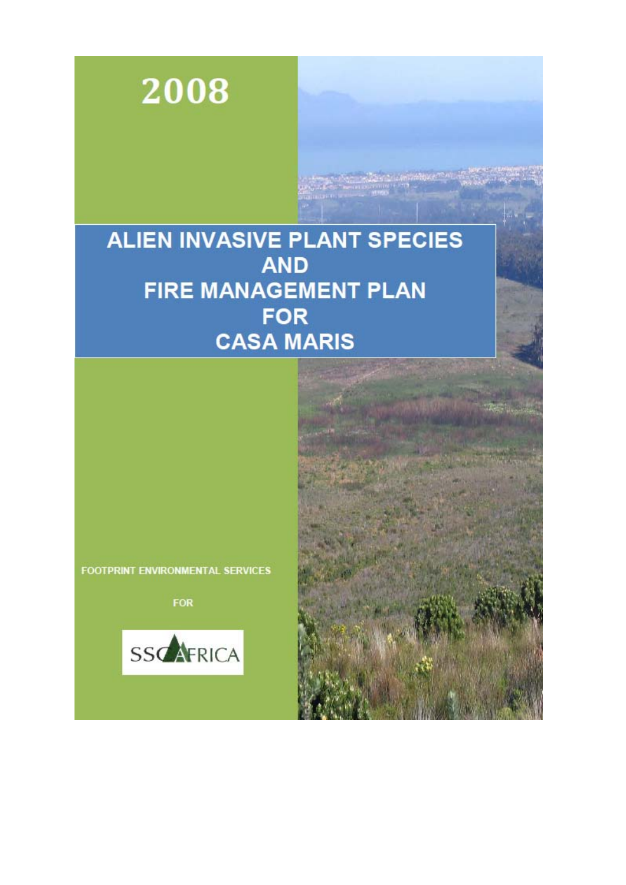2008

# ALIEN INVASIVE PLANT SPECIES AND FIRE MANAGEMENT PLAN FOR CASA MARIS

FOOTPRINT ENVIRONMENTAL SERVICES

FOR

SSC AFRICA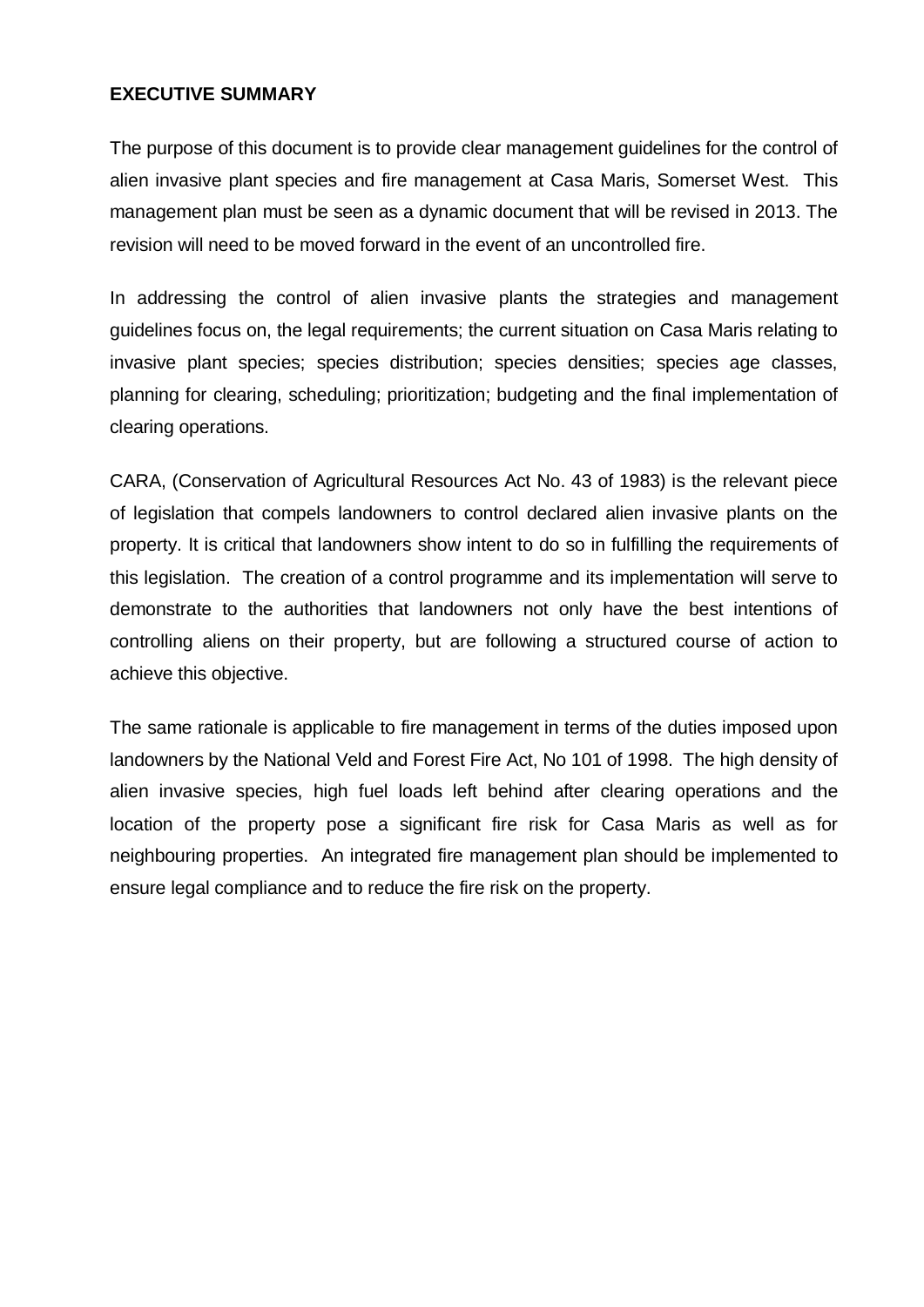**EXECUTIVE SUMMARY**

The purpose of this document is to provide clear management guidelines for the control of alien invasive plant species and fire management at Casa Maris, Somerset West. This management plan must be seen as a dynamic document that will be revised in 2013. The revision will need to be moved forward in the event of an uncontrolled fire.

In addressing the control of alien invasive plants the strategies and management guidelines focus on, the legal requirements; the current situation on Casa Maris relating to invasive plant species; species distribution; species densities; species age classes, planning for clearing, scheduling; prioritization; budgeting and the final implementation of clearing operations.

CARA, (Conservation of Agricultural Resources Act No. 43 of 1983) is the relevant piece of legislation that compels landowners to control declared alien invasive plants on the property. It is critical that landowners show intent to do so in fulfilling the requirements of this legislation. The creation of a control programme and its implementation will serve to demonstrate to the authorities that landowners not only have the best intentions of controlling aliens on their property, but are following a structured course of action to achieve this objective.

The same rationale is applicable to fire management in terms of the duties imposed upon landowners by the National Veld and Forest Fire Act, No 101 of 1998. The high density of alien invasive species, high fuel loads left behind after clearing operations and the location of the property pose a significant fire risk for Casa Maris as well as for neighbouring properties. An integrated fire management plan should be implemented to ensure legal compliance and to reduce the fire risk on the property.